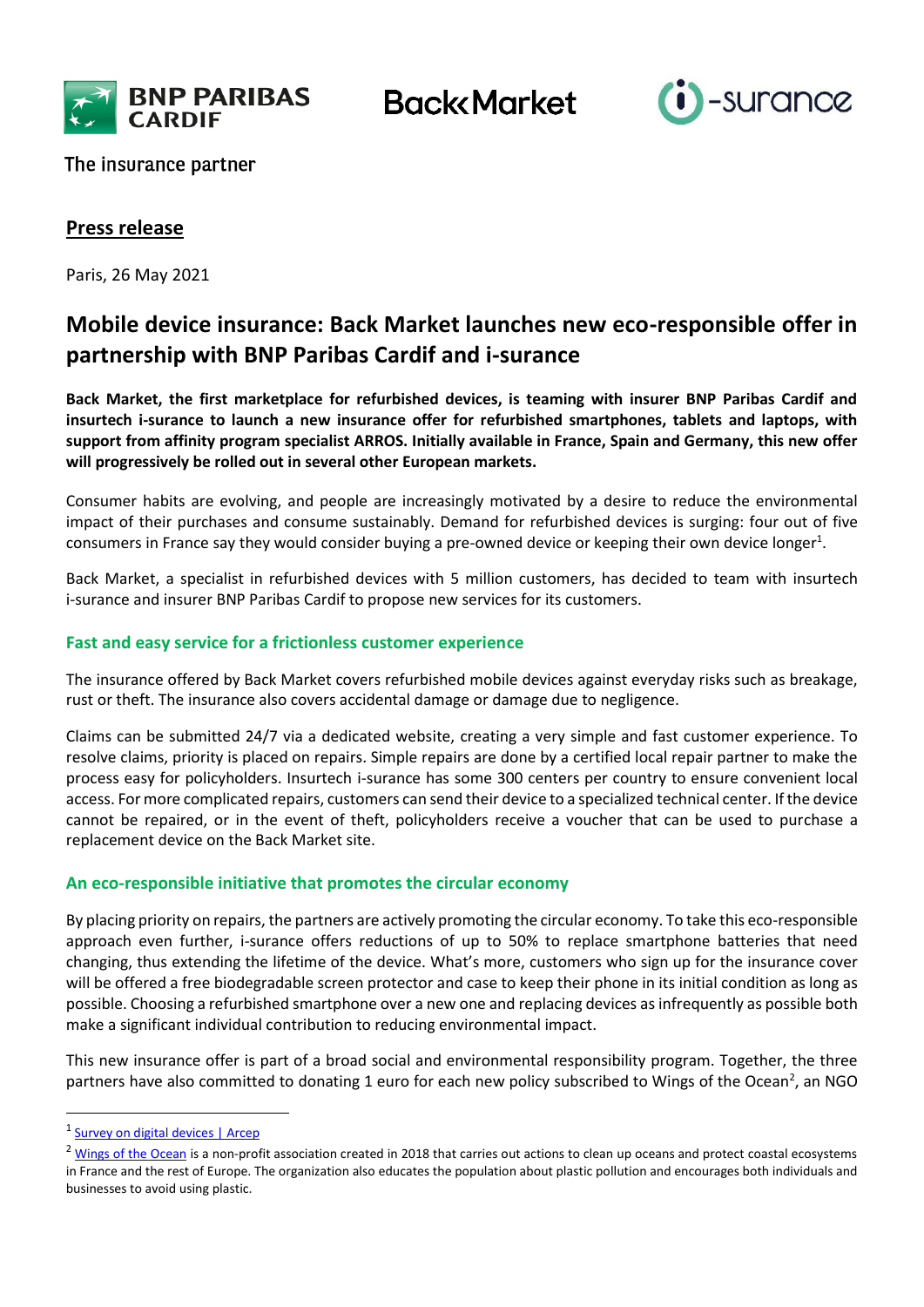BNP PARIBAS CARDIF

The insurance partner

Back Market

i-surance

**Press release**

Paris, 26 May 2021

# Mobile device insurance: Back Market launches new eco-responsible offer in partnership with BNP Paribas Cardif and i-surance

**Back Market, the first marketplace for refurbished devices, is teaming with insurer BNP Paribas Cardif and insurtech i-surance to launch a new insurance offer for refurbished smartphones, tablets and laptops, with support from affinity program specialist ARROS. Initially available in France, Spain and Germany, this new offer will progressively be rolled out in several other European markets.**

Consumer habits are evolving, and people are increasingly motivated by a desire to reduce the environmental impact of their purchases and consume sustainably. Demand for refurbished devices is surging: four out of five consumers in France say they would consider buying a pre-owned device or keeping their own device longer[1].

Back Market, a specialist in refurbished devices with 5 million customers, has decided to team with insurtech i-surance and insurer BNP Paribas Cardif to propose new services for its customers.

## Fast and easy service for a frictionless customer experience

The insurance offered by Back Market covers refurbished mobile devices against everyday risks such as breakage, rust or theft. The insurance also covers accidental damage or damage due to negligence.

Claims can be submitted 24/7 via a dedicated website, creating a very simple and fast customer experience. To resolve claims, priority is placed on repairs. Simple repairs are done by a certified local repair partner to make the process easy for policyholders. Insurtech i-surance has some 300 centers per country to ensure convenient local access. For more complicated repairs, customers can send their device to a specialized technical center. If the device cannot be repaired, or in the event of theft, policyholders receive a voucher that can be used to purchase a replacement device on the Back Market site.

## An eco-responsible initiative that promotes the circular economy

By placing priority on repairs, the partners are actively promoting the circular economy. To take this eco-responsible approach even further, i-surance offers reductions of up to 50% to replace smartphone batteries that need changing, thus extending the lifetime of the device. What's more, customers who sign up for the insurance cover will be offered a free biodegradable screen protector and case to keep their phone in its initial condition as long as possible. Choosing a refurbished smartphone over a new one and replacing devices as infrequently as possible both make a significant individual contribution to reducing environmental impact.

This new insurance offer is part of a broad social and environmental responsibility program. Together, the three partners have also committed to donating 1 euro for each new policy subscribed to Wings of the Ocean[2], an NGO

---

[1] Survey on digital devices | Arcep

[2] Wings of the Ocean is a non-profit association created in 2018 that carries out actions to clean up oceans and protect coastal ecosystems in France and the rest of Europe. The organization also educates the population about plastic pollution and encourages both individuals and businesses to avoid using plastic.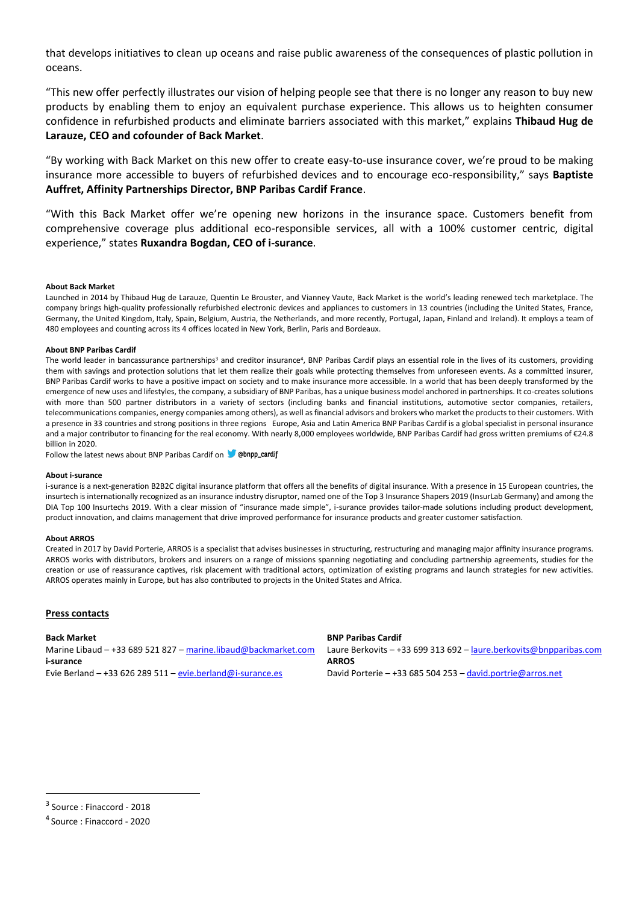that develops initiatives to clean up oceans and raise public awareness of the consequences of plastic pollution in oceans.

"This new offer perfectly illustrates our vision of helping people see that there is no longer any reason to buy new products by enabling them to enjoy an equivalent purchase experience. This allows us to heighten consumer confidence in refurbished products and eliminate barriers associated with this market," explains **Thibaud Hug de Larauze, CEO and cofounder of Back Market**.

"By working with Back Market on this new offer to create easy-to-use insurance cover, we're proud to be making insurance more accessible to buyers of refurbished devices and to encourage eco-responsibility," says **Baptiste Auffret, Affinity Partnerships Director, BNP Paribas Cardif France**.

"With this Back Market offer we're opening new horizons in the insurance space. Customers benefit from comprehensive coverage plus additional eco-responsible services, all with a 100% customer centric, digital experience," states **Ruxandra Bogdan, CEO of i-surance**.

**About Back Market**

Launched in 2014 by Thibaud Hug de Larauze, Quentin Le Brouster, and Vianney Vaute, Back Market is the world's leading renewed tech marketplace. The company brings high-quality professionally refurbished electronic devices and appliances to customers in 13 countries (including the United States, France, Germany, the United Kingdom, Italy, Spain, Belgium, Austria, the Netherlands, and more recently, Portugal, Japan, Finland and Ireland). It employs a team of 480 employees and counting across its 4 offices located in New York, Berlin, Paris and Bordeaux.

**About BNP Paribas Cardif**

The world leader in bancassurance partnerships[3] and creditor insurance[4], BNP Paribas Cardif plays an essential role in the lives of its customers, providing them with savings and protection solutions that let them realize their goals while protecting themselves from unforeseen events. As a committed insurer, BNP Paribas Cardif works to have a positive impact on society and to make insurance more accessible. In a world that has been deeply transformed by the emergence of new uses and lifestyles, the company, a subsidiary of BNP Paribas, has a unique business model anchored in partnerships. It co-creates solutions with more than 500 partner distributors in a variety of sectors (including banks and financial institutions, automotive sector companies, retailers, telecommunications companies, energy companies among others), as well as financial advisors and brokers who market the products to their customers. With a presence in 33 countries and strong positions in three regions Europe, Asia and Latin America BNP Paribas Cardif is a global specialist in personal insurance and a major contributor to financing for the real economy. With nearly 8,000 employees worldwide, BNP Paribas Cardif had gross written premiums of €24.8 billion in 2020.

Follow the latest news about BNP Paribas Cardif on @bnpp_cardif

**About i-surance**

i-surance is a next-generation B2B2C digital insurance platform that offers all the benefits of digital insurance. With a presence in 15 European countries, the insurtech is internationally recognized as an insurance industry disruptor, named one of the Top 3 Insurance Shapers 2019 (InsurLab Germany) and among the DIA Top 100 Insurtechs 2019. With a clear mission of "insurance made simple", i-surance provides tailor-made solutions including product development, product innovation, and claims management that drive improved performance for insurance products and greater customer satisfaction.

**About ARROS**

Created in 2017 by David Porterie, ARROS is a specialist that advises businesses in structuring, restructuring and managing major affinity insurance programs. ARROS works with distributors, brokers and insurers on a range of missions spanning negotiating and concluding partnership agreements, studies for the creation or use of reassurance captives, risk placement with traditional actors, optimization of existing programs and launch strategies for new activities. ARROS operates mainly in Europe, but has also contributed to projects in the United States and Africa.

**Press contacts**

**Back Market**
Marine Libaud – +33 689 521 827 – marine.libaud@backmarket.com

**i-surance**
Evie Berland – +33 626 289 511 – evie.berland@i-surance.es

**BNP Paribas Cardif**
Laure Berkovits – +33 699 313 692 – laure.berkovits@bnpparibas.com

**ARROS**
David Porterie – +33 685 504 253 – david.portrie@arros.net

[3] Source : Finaccord - 2018

[4] Source : Finaccord - 2020